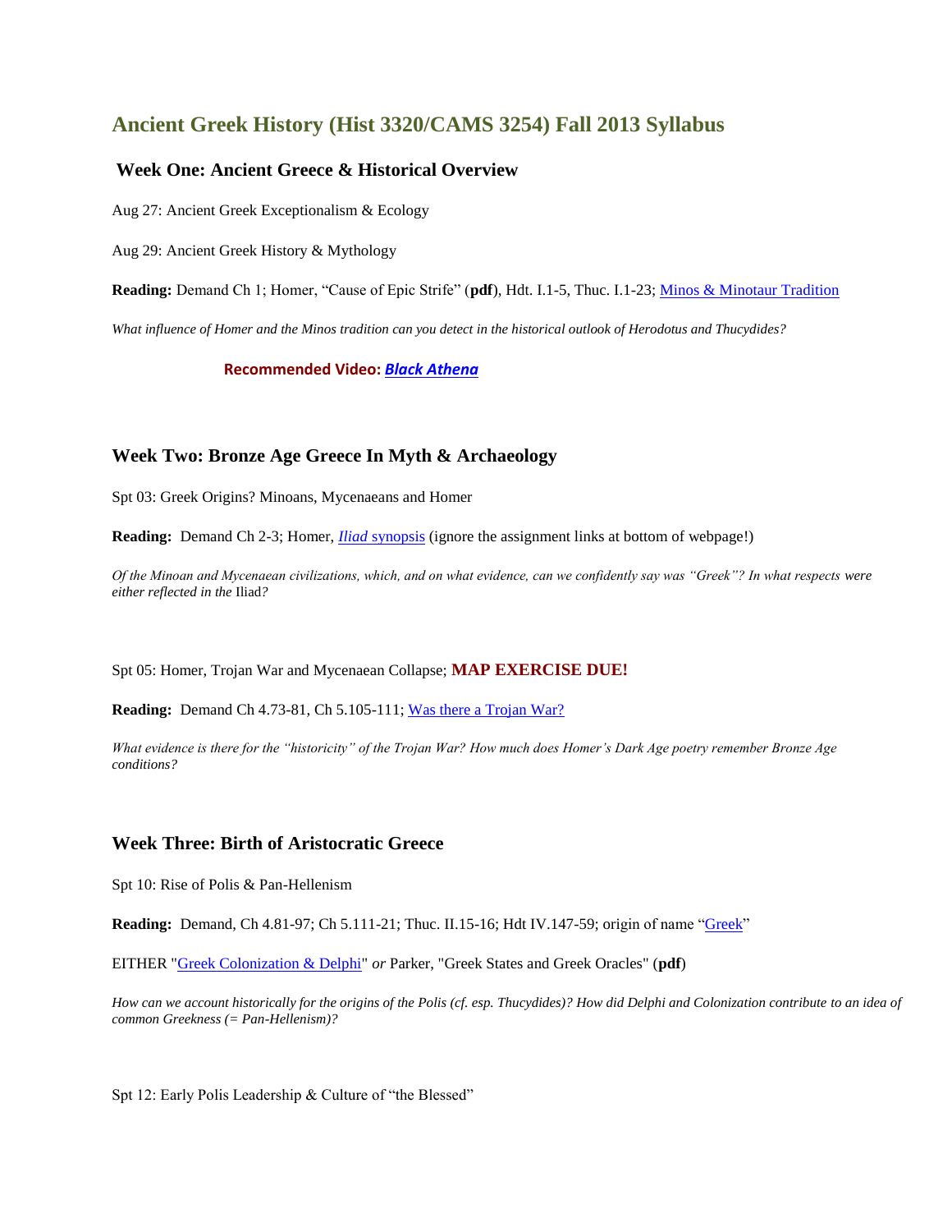# Ancient Greek History (Hist 3320/CAMS 3254) Fall 2013 Syllabus

## Week One: Ancient Greece & Historical Overview

Aug 27: Ancient Greek Exceptionalism & Ecology

Aug 29: Ancient Greek History & Mythology

**Reading:** Demand Ch 1; Homer, "Cause of Epic Strife" (**pdf**), Hdt. I.1-5, Thuc. I.1-23; Minos & Minotaur Tradition

*What influence of Homer and the Minos tradition can you detect in the historical outlook of Herodotus and Thucydides?*

**Recommended Video: *Black Athena***

## Week Two: Bronze Age Greece In Myth & Archaeology

Spt 03: Greek Origins? Minoans, Mycenaeans and Homer

**Reading:** Demand Ch 2-3; Homer, *Iliad* synopsis (ignore the assignment links at bottom of webpage!)

*Of the Minoan and Mycenaean civilizations, which, and on what evidence, can we confidently say was "Greek"? In what respects were either reflected in the* Iliad*?*

Spt 05: Homer, Trojan War and Mycenaean Collapse; **MAP EXERCISE DUE!**

**Reading:** Demand Ch 4.73-81, Ch 5.105-111; Was there a Trojan War?

*What evidence is there for the "historicity" of the Trojan War? How much does Homer's Dark Age poetry remember Bronze Age conditions?*

## Week Three: Birth of Aristocratic Greece

Spt 10: Rise of Polis & Pan-Hellenism

**Reading:** Demand, Ch 4.81-97; Ch 5.111-21; Thuc. II.15-16; Hdt IV.147-59; origin of name "Greek"

EITHER "Greek Colonization & Delphi" *or* Parker, "Greek States and Greek Oracles" (**pdf**)

*How can we account historically for the origins of the Polis (cf. esp. Thucydides)? How did Delphi and Colonization contribute to an idea of common Greekness (= Pan-Hellenism)?*

Spt 12: Early Polis Leadership & Culture of "the Blessed"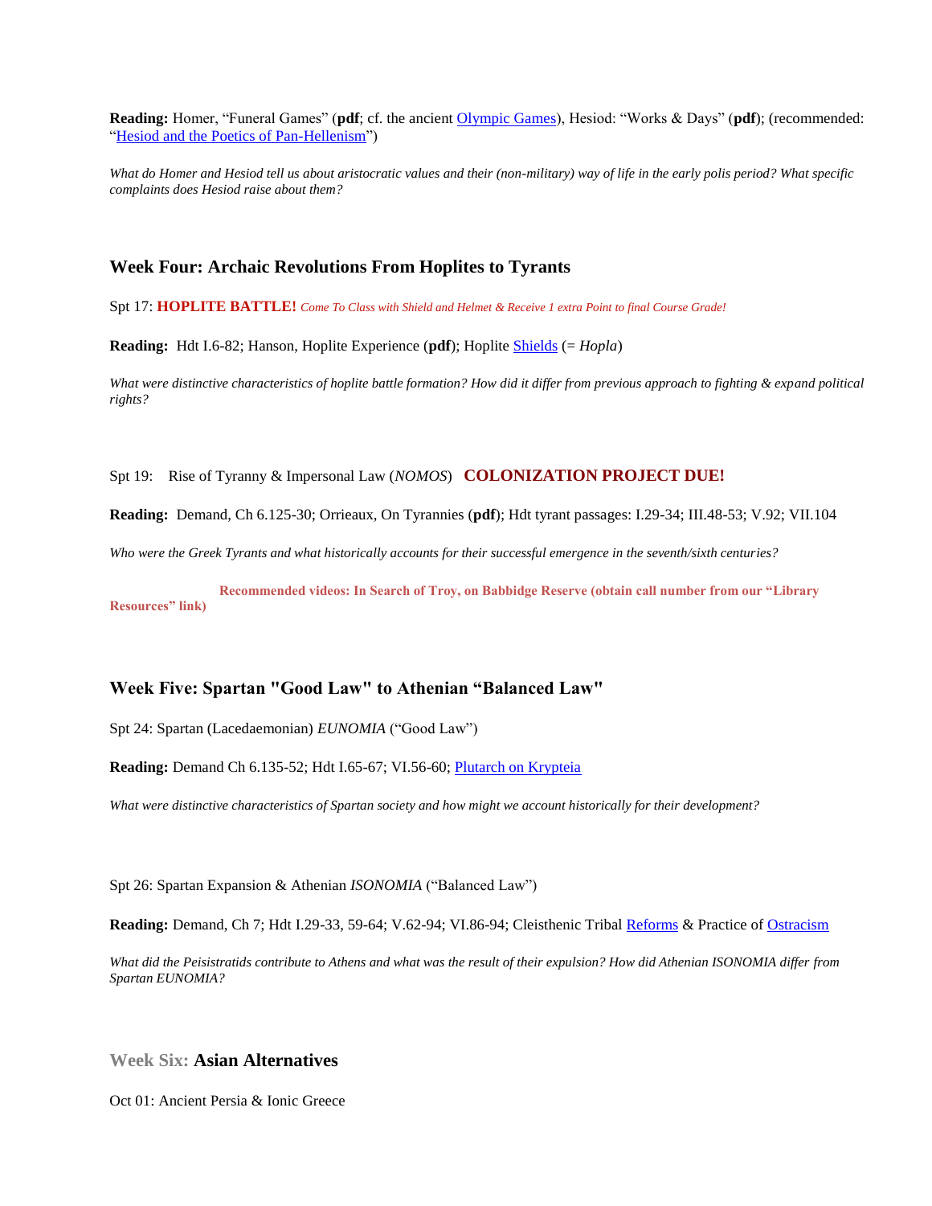**Reading:** Homer, "Funeral Games" (**pdf**; cf. the ancient Olympic Games), Hesiod: "Works & Days" (**pdf**); (recommended: "Hesiod and the Poetics of Pan-Hellenism")

*What do Homer and Hesiod tell us about aristocratic values and their (non-military) way of life in the early polis period? What specific complaints does Hesiod raise about them?*

## Week Four: Archaic Revolutions From Hoplites to Tyrants

Spt 17: **HOPLITE BATTLE!** *Come To Class with Shield and Helmet & Receive 1 extra Point to final Course Grade!*

**Reading:** Hdt I.6-82; Hanson, Hoplite Experience (**pdf**); Hoplite Shields (= *Hopla*)

*What were distinctive characteristics of hoplite battle formation? How did it differ from previous approach to fighting & expand political rights?*

Spt 19: Rise of Tyranny & Impersonal Law (*NOMOS*) **COLONIZATION PROJECT DUE!**

**Reading:** Demand, Ch 6.125-30; Orrieaux, On Tyrannies (**pdf**); Hdt tyrant passages: I.29-34; III.48-53; V.92; VII.104

*Who were the Greek Tyrants and what historically accounts for their successful emergence in the seventh/sixth centuries?*

**Recommended videos: In Search of Troy, on Babbidge Reserve (obtain call number from our "Library Resources" link)**

## Week Five: Spartan "Good Law" to Athenian "Balanced Law"

Spt 24: Spartan (Lacedaemonian) *EUNOMIA* ("Good Law")

**Reading:** Demand Ch 6.135-52; Hdt I.65-67; VI.56-60; Plutarch on Krypteia

*What were distinctive characteristics of Spartan society and how might we account historically for their development?*

Spt 26: Spartan Expansion & Athenian *ISONOMIA* ("Balanced Law")

**Reading:** Demand, Ch 7; Hdt I.29-33, 59-64; V.62-94; VI.86-94; Cleisthenic Tribal Reforms & Practice of Ostracism

*What did the Peisistratids contribute to Athens and what was the result of their expulsion? How did Athenian ISONOMIA differ from Spartan EUNOMIA?*

## Week Six: Asian Alternatives

Oct 01: Ancient Persia & Ionic Greece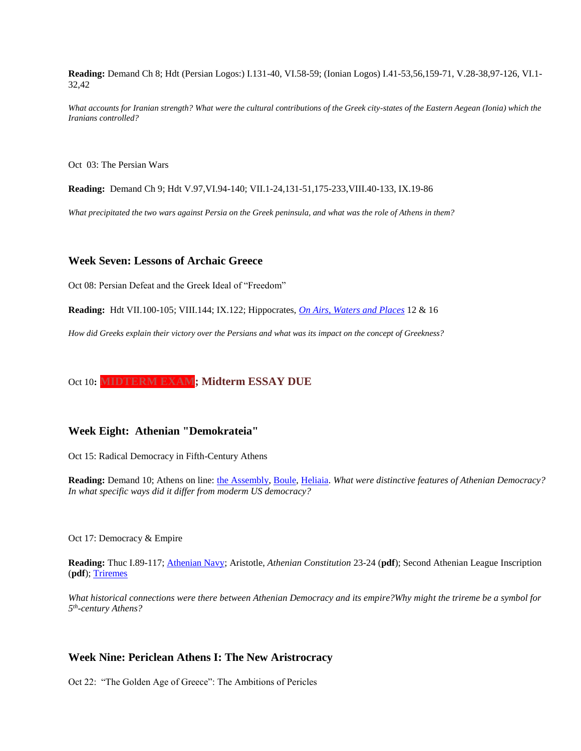**Reading:** Demand Ch 8; Hdt (Persian Logos:) I.131-40, VI.58-59; (Ionian Logos) I.41-53,56,159-71, V.28-38,97-126, VI.1-32,42

*What accounts for Iranian strength? What were the cultural contributions of the Greek city-states of the Eastern Aegean (Ionia) which the Iranians controlled?*

Oct 03: The Persian Wars

**Reading:** Demand Ch 9; Hdt V.97,VI.94-140; VII.1-24,131-51,175-233,VIII.40-133, IX.19-86

*What precipitated the two wars against Persia on the Greek peninsula, and what was the role of Athens in them?*

### Week Seven: Lessons of Archaic Greece

Oct 08: Persian Defeat and the Greek Ideal of "Freedom"

**Reading:** Hdt VII.100-105; VIII.144; IX.122; Hippocrates, *On Airs, Waters and Places* 12 & 16

*How did Greeks explain their victory over the Persians and what was its impact on the concept of Greekness?*

Oct 10**: MIDTERM EXAM; Midterm ESSAY DUE**

### Week Eight: Athenian "Demokrateia"

Oct 15: Radical Democracy in Fifth-Century Athens

**Reading:** Demand 10; Athens on line: the Assembly, Boule, Heliaia. *What were distinctive features of Athenian Democracy? In what specific ways did it differ from moderm US democracy?*

Oct 17: Democracy & Empire

**Reading:** Thuc I.89-117; Athenian Navy; Aristotle, *Athenian Constitution* 23-24 (**pdf**); Second Athenian League Inscription (**pdf**); Triremes

*What historical connections were there between Athenian Democracy and its empire?Why might the trireme be a symbol for 5th-century Athens?*

### Week Nine: Periclean Athens I: The New Aristocracy

Oct 22: "The Golden Age of Greece": The Ambitions of Pericles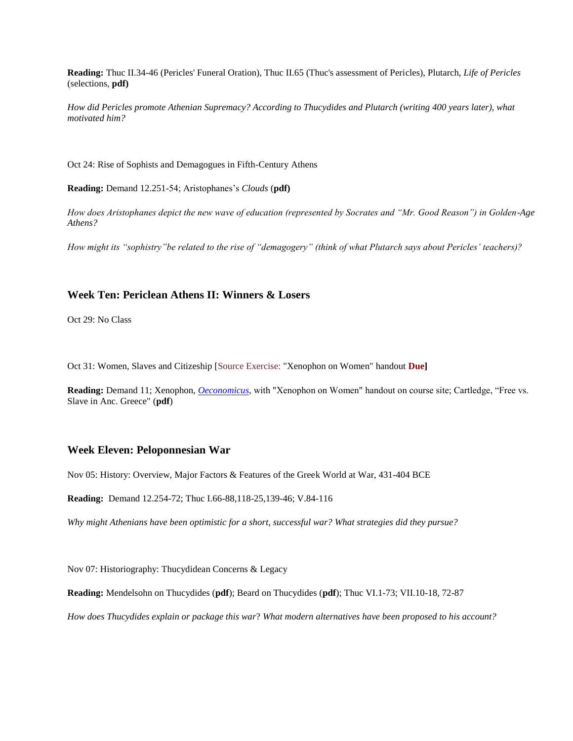**Reading:** Thuc II.34-46 (Pericles' Funeral Oration), Thuc II.65 (Thuc's assessment of Pericles), Plutarch, *Life of Pericles* (selections, **pdf)**

*How did Pericles promote Athenian Supremacy? According to Thucydides and Plutarch (writing 400 years later), what motivated him?*

Oct 24: Rise of Sophists and Demagogues in Fifth-Century Athens

**Reading:** Demand 12.251-54; Aristophanes's *Clouds* (**pdf)**

*How does Aristophanes depict the new wave of education (represented by Socrates and "Mr. Good Reason") in Golden-Age Athens?*

*How might its "sophistry"be related to the rise of "demagogery" (think of what Plutarch says about Pericles' teachers)?*

## Week Ten: Periclean Athens II: Winners & Losers

Oct 29: No Class

Oct 31: Women, Slaves and Citizeship [Source Exercise: "Xenophon on Women" handout **Due]**

**Reading:** Demand 11; Xenophon, *Oeconomicus*, with "Xenophon on Women" handout on course site; Cartledge, "Free vs. Slave in Anc. Greece" (**pdf**)

## Week Eleven: Peloponnesian War

Nov 05: History: Overview, Major Factors & Features of the Greek World at War, 431-404 BCE

**Reading:** Demand 12.254-72; Thuc I.66-88,118-25,139-46; V.84-116

*Why might Athenians have been optimistic for a short, successful war? What strategies did they pursue?*

Nov 07: Historiography: Thucydidean Concerns & Legacy

**Reading:** Mendelsohn on Thucydides (**pdf**); Beard on Thucydides (**pdf**); Thuc VI.1-73; VII.10-18, 72-87

*How does Thucydides explain or package this war? What modern alternatives have been proposed to his account?*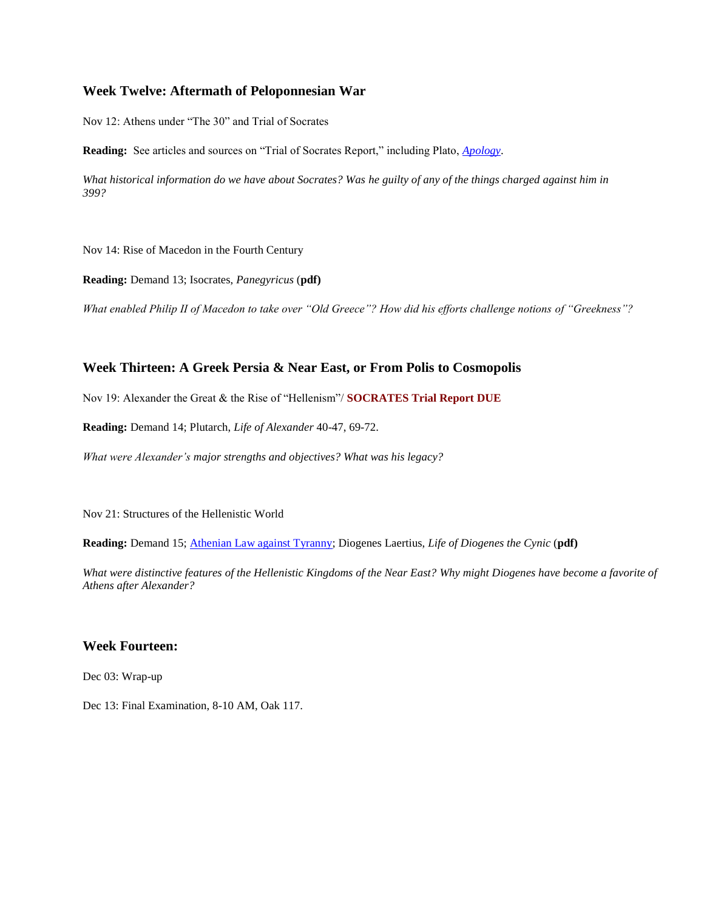## Week Twelve: Aftermath of Peloponnesian War

Nov 12: Athens under "The 30" and Trial of Socrates

**Reading:** See articles and sources on "Trial of Socrates Report," including Plato, *Apology*.

*What historical information do we have about Socrates? Was he guilty of any of the things charged against him in 399?*

Nov 14: Rise of Macedon in the Fourth Century

**Reading:** Demand 13; Isocrates, *Panegyricus* (**pdf)**

*What enabled Philip II of Macedon to take over "Old Greece"? How did his efforts challenge notions of "Greekness"?*

## Week Thirteen: A Greek Persia & Near East, or From Polis to Cosmopolis

Nov 19: Alexander the Great & the Rise of "Hellenism"/ **SOCRATES Trial Report DUE**

**Reading:** Demand 14; Plutarch, *Life of Alexander* 40-47, 69-72.

*What were Alexander's major strengths and objectives? What was his legacy?*

Nov 21: Structures of the Hellenistic World

**Reading:** Demand 15; Athenian Law against Tyranny; Diogenes Laertius, *Life of Diogenes the Cynic* (**pdf)**

*What were distinctive features of the Hellenistic Kingdoms of the Near East? Why might Diogenes have become a favorite of Athens after Alexander?*

## Week Fourteen:

Dec 03: Wrap-up

Dec 13: Final Examination, 8-10 AM, Oak 117.